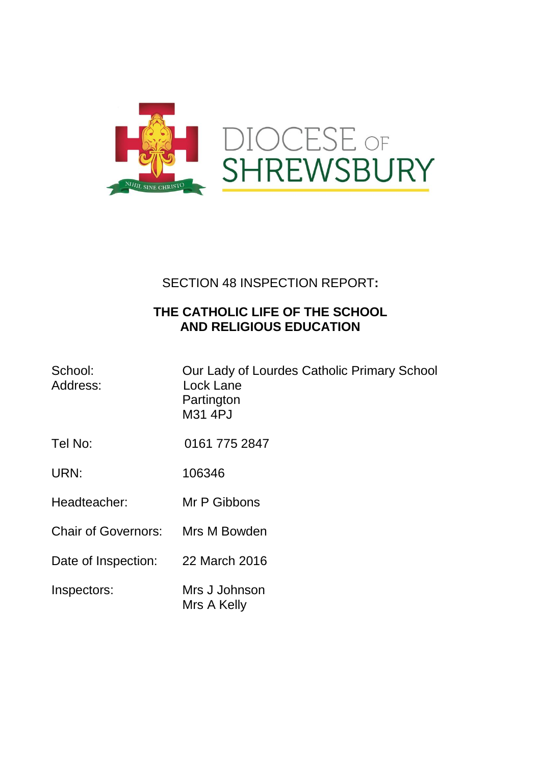DIOCESE OF SHREWSBURY

NIHIL SINE CHRISTO

# SECTION 48 INSPECTION REPORT:

## THE CATHOLIC LIFE OF THE SCHOOL AND RELIGIOUS EDUCATION

| | |
|---|---|
| School: | Our Lady of Lourdes Catholic Primary School |
| Address: | Lock Lane<br>Partington<br>M31 4PJ |
| Tel No: | 0161 775 2847 |
| URN: | 106346 |
| Headteacher: | Mr P Gibbons |
| Chair of Governors: | Mrs M Bowden |
| Date of Inspection: | 22 March 2016 |
| Inspectors: | Mrs J Johnson<br>Mrs A Kelly |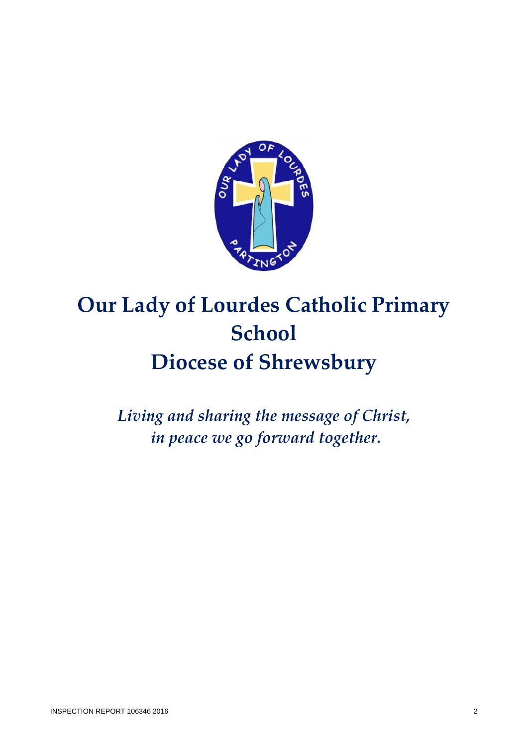# Our Lady of Lourdes Catholic Primary School
# Diocese of Shrewsbury

*Living and sharing the message of Christ,*
*in peace we go forward together.*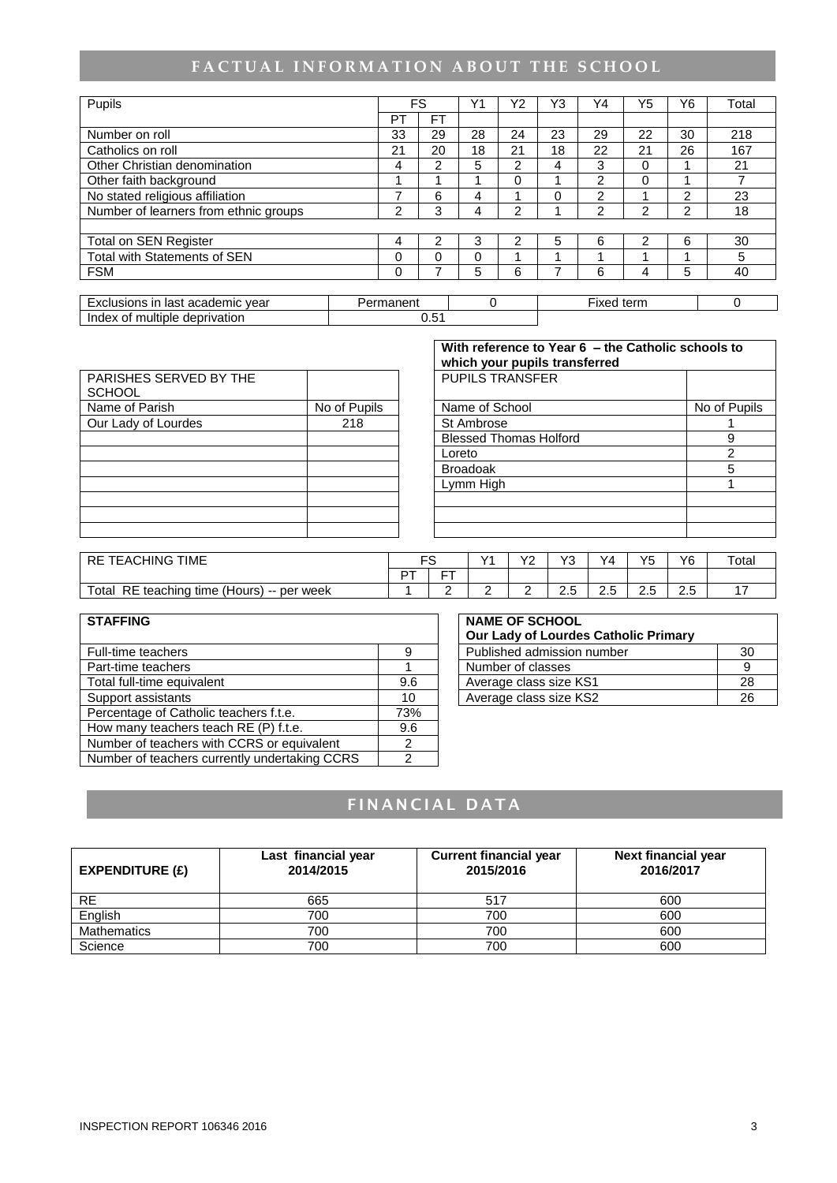## FACTUAL INFORMATION ABOUT THE SCHOOL

| Pupils | FS | | Y1 | Y2 | Y3 | Y4 | Y5 | Y6 | Total |
|---|---|---|---|---|---|---|---|---|---|
| | PT | FT | | | | | | | |
| Number on roll | 33 | 29 | 28 | 24 | 23 | 29 | 22 | 30 | 218 |
| Catholics on roll | 21 | 20 | 18 | 21 | 18 | 22 | 21 | 26 | 167 |
| Other Christian denomination | 4 | 2 | 5 | 2 | 4 | 3 | 0 | 1 | 21 |
| Other faith background | 1 | 1 | 1 | 0 | 1 | 2 | 0 | 1 | 7 |
| No stated religious affiliation | 7 | 6 | 4 | 1 | 0 | 2 | 1 | 2 | 23 |
| Number of learners from ethnic groups | 2 | 3 | 4 | 2 | 1 | 2 | 2 | 2 | 18 |
| | | | | | | | | | |
| Total on SEN Register | 4 | 2 | 3 | 2 | 5 | 6 | 2 | 6 | 30 |
| Total with Statements of SEN | 0 | 0 | 0 | 1 | 1 | 1 | 1 | 1 | 5 |
| FSM | 0 | 7 | 5 | 6 | 7 | 6 | 4 | 5 | 40 |

| Exclusions in last academic year | Permanent | 0 | Fixed term | 0 |
|---|---|---|---|---|
| Index of multiple deprivation | 0.51 | | | |

| PARISHES SERVED BY THE SCHOOL | |
|---|---|
| Name of Parish | No of Pupils |
| Our Lady of Lourdes | 218 |

**With reference to Year 6 – the Catholic schools to which your pupils transferred**

| PUPILS TRANSFER | |
|---|---|
| Name of School | No of Pupils |
| St Ambrose | 1 |
| Blessed Thomas Holford | 9 |
| Loreto | 2 |
| Broadoak | 5 |
| Lymm High | 1 |

| RE TEACHING TIME | FS | | Y1 | Y2 | Y3 | Y4 | Y5 | Y6 | Total |
|---|---|---|---|---|---|---|---|---|---|
| | PT | FT | | | | | | | |
| Total RE teaching time (Hours) -- per week | 1 | 2 | 2 | 2 | 2.5 | 2.5 | 2.5 | 2.5 | 17 |

| STAFFING | |
|---|---|
| Full-time teachers | 9 |
| Part-time teachers | 1 |
| Total full-time equivalent | 9.6 |
| Support assistants | 10 |
| Percentage of Catholic teachers f.t.e. | 73% |
| How many teachers teach RE (P) f.t.e. | 9.6 |
| Number of teachers with CCRS or equivalent | 2 |
| Number of teachers currently undertaking CCRS | 2 |

| NAME OF SCHOOL<br>Our Lady of Lourdes Catholic Primary | |
|---|---|
| Published admission number | 30 |
| Number of classes | 9 |
| Average class size KS1 | 28 |
| Average class size KS2 | 26 |

## FINANCIAL DATA

| EXPENDITURE (£) | Last financial year 2014/2015 | Current financial year 2015/2016 | Next financial year 2016/2017 |
|---|---|---|---|
| RE | 665 | 517 | 600 |
| English | 700 | 700 | 600 |
| Mathematics | 700 | 700 | 600 |
| Science | 700 | 700 | 600 |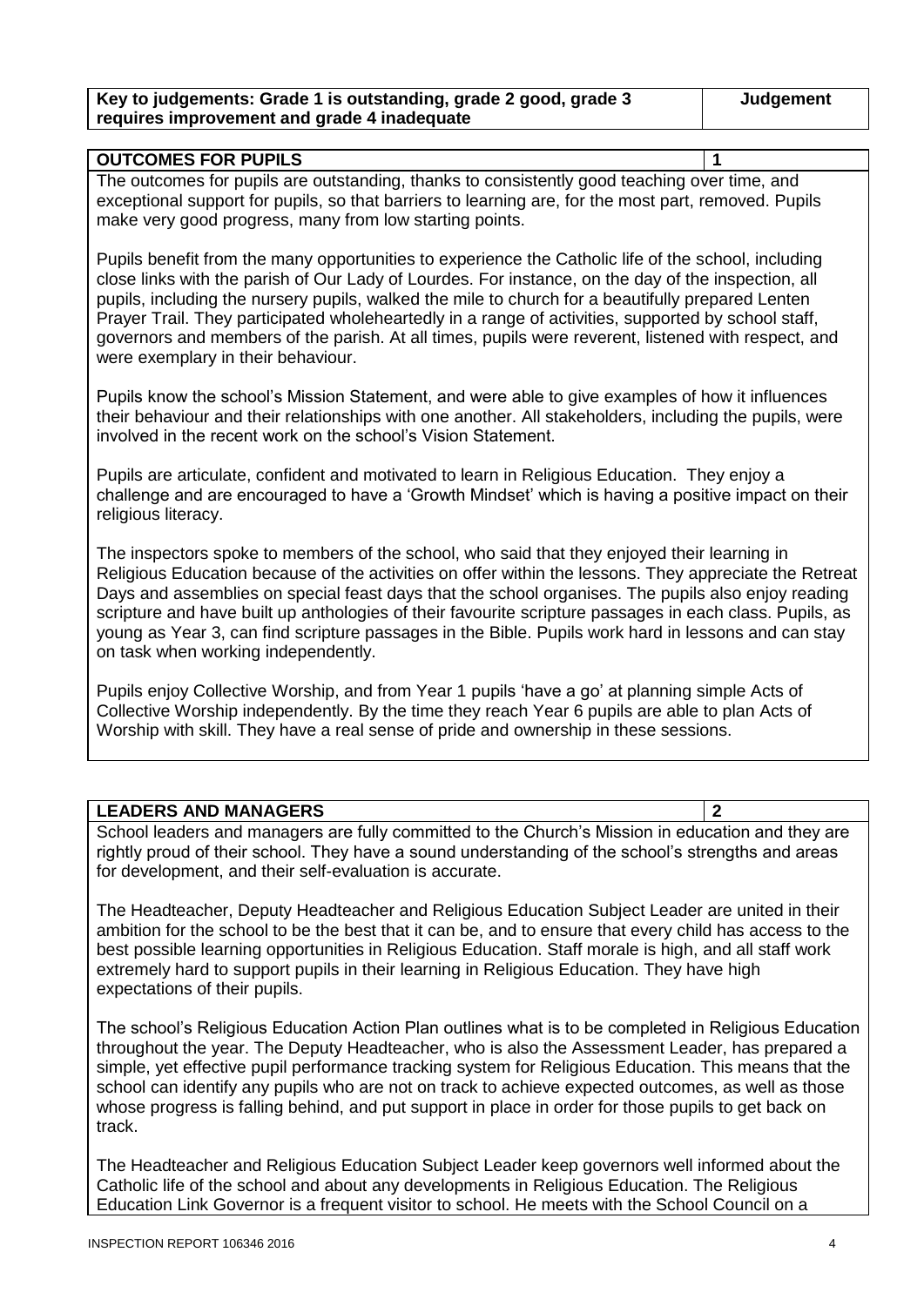| Key to judgements: Grade 1 is outstanding, grade 2 good, grade 3 requires improvement and grade 4 inadequate | Judgement |
|---|---|

| OUTCOMES FOR PUPILS | 1 |
|---|---|

The outcomes for pupils are outstanding, thanks to consistently good teaching over time, and exceptional support for pupils, so that barriers to learning are, for the most part, removed. Pupils make very good progress, many from low starting points.

Pupils benefit from the many opportunities to experience the Catholic life of the school, including close links with the parish of Our Lady of Lourdes. For instance, on the day of the inspection, all pupils, including the nursery pupils, walked the mile to church for a beautifully prepared Lenten Prayer Trail. They participated wholeheartedly in a range of activities, supported by school staff, governors and members of the parish. At all times, pupils were reverent, listened with respect, and were exemplary in their behaviour.

Pupils know the school's Mission Statement, and were able to give examples of how it influences their behaviour and their relationships with one another. All stakeholders, including the pupils, were involved in the recent work on the school's Vision Statement.

Pupils are articulate, confident and motivated to learn in Religious Education. They enjoy a challenge and are encouraged to have a 'Growth Mindset' which is having a positive impact on their religious literacy.

The inspectors spoke to members of the school, who said that they enjoyed their learning in Religious Education because of the activities on offer within the lessons. They appreciate the Retreat Days and assemblies on special feast days that the school organises. The pupils also enjoy reading scripture and have built up anthologies of their favourite scripture passages in each class. Pupils, as young as Year 3, can find scripture passages in the Bible. Pupils work hard in lessons and can stay on task when working independently.

Pupils enjoy Collective Worship, and from Year 1 pupils 'have a go' at planning simple Acts of Collective Worship independently. By the time they reach Year 6 pupils are able to plan Acts of Worship with skill. They have a real sense of pride and ownership in these sessions.

| LEADERS AND MANAGERS | 2 |
|---|---|

School leaders and managers are fully committed to the Church's Mission in education and they are rightly proud of their school. They have a sound understanding of the school's strengths and areas for development, and their self-evaluation is accurate.

The Headteacher, Deputy Headteacher and Religious Education Subject Leader are united in their ambition for the school to be the best that it can be, and to ensure that every child has access to the best possible learning opportunities in Religious Education. Staff morale is high, and all staff work extremely hard to support pupils in their learning in Religious Education. They have high expectations of their pupils.

The school's Religious Education Action Plan outlines what is to be completed in Religious Education throughout the year. The Deputy Headteacher, who is also the Assessment Leader, has prepared a simple, yet effective pupil performance tracking system for Religious Education. This means that the school can identify any pupils who are not on track to achieve expected outcomes, as well as those whose progress is falling behind, and put support in place in order for those pupils to get back on track.

The Headteacher and Religious Education Subject Leader keep governors well informed about the Catholic life of the school and about any developments in Religious Education. The Religious Education Link Governor is a frequent visitor to school. He meets with the School Council on a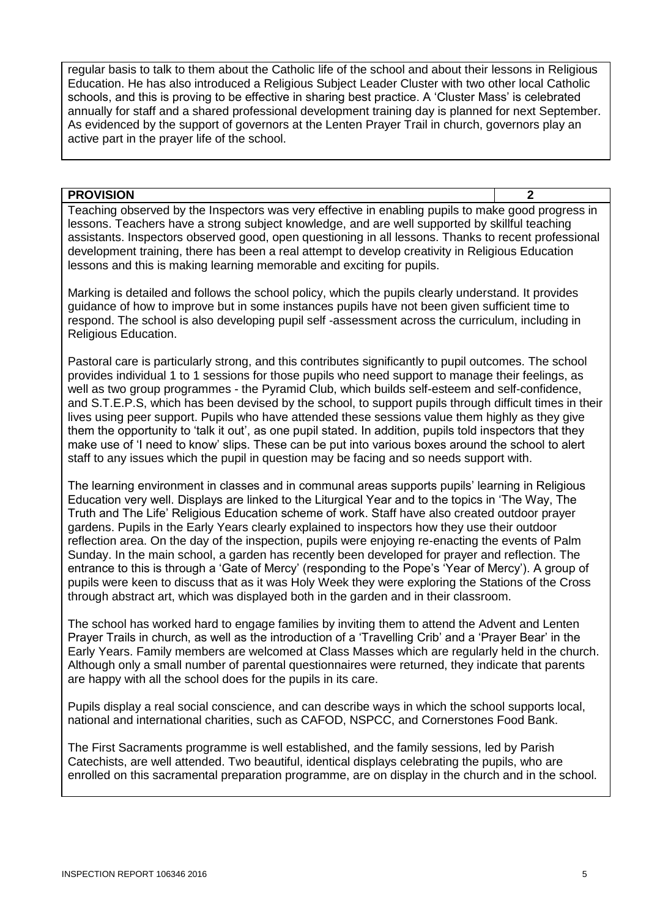regular basis to talk to them about the Catholic life of the school and about their lessons in Religious Education. He has also introduced a Religious Subject Leader Cluster with two other local Catholic schools, and this is proving to be effective in sharing best practice. A 'Cluster Mass' is celebrated annually for staff and a shared professional development training day is planned for next September. As evidenced by the support of governors at the Lenten Prayer Trail in church, governors play an active part in the prayer life of the school.

| **PROVISION** | **2** |
|---|---|

Teaching observed by the Inspectors was very effective in enabling pupils to make good progress in lessons. Teachers have a strong subject knowledge, and are well supported by skillful teaching assistants. Inspectors observed good, open questioning in all lessons. Thanks to recent professional development training, there has been a real attempt to develop creativity in Religious Education lessons and this is making learning memorable and exciting for pupils.

Marking is detailed and follows the school policy, which the pupils clearly understand. It provides guidance of how to improve but in some instances pupils have not been given sufficient time to respond. The school is also developing pupil self -assessment across the curriculum, including in Religious Education.

Pastoral care is particularly strong, and this contributes significantly to pupil outcomes. The school provides individual 1 to 1 sessions for those pupils who need support to manage their feelings, as well as two group programmes - the Pyramid Club, which builds self-esteem and self-confidence, and S.T.E.P.S, which has been devised by the school, to support pupils through difficult times in their lives using peer support. Pupils who have attended these sessions value them highly as they give them the opportunity to 'talk it out', as one pupil stated. In addition, pupils told inspectors that they make use of 'I need to know' slips. These can be put into various boxes around the school to alert staff to any issues which the pupil in question may be facing and so needs support with.

The learning environment in classes and in communal areas supports pupils' learning in Religious Education very well. Displays are linked to the Liturgical Year and to the topics in 'The Way, The Truth and The Life' Religious Education scheme of work. Staff have also created outdoor prayer gardens. Pupils in the Early Years clearly explained to inspectors how they use their outdoor reflection area. On the day of the inspection, pupils were enjoying re-enacting the events of Palm Sunday. In the main school, a garden has recently been developed for prayer and reflection. The entrance to this is through a 'Gate of Mercy' (responding to the Pope's 'Year of Mercy'). A group of pupils were keen to discuss that as it was Holy Week they were exploring the Stations of the Cross through abstract art, which was displayed both in the garden and in their classroom.

The school has worked hard to engage families by inviting them to attend the Advent and Lenten Prayer Trails in church, as well as the introduction of a 'Travelling Crib' and a 'Prayer Bear' in the Early Years. Family members are welcomed at Class Masses which are regularly held in the church. Although only a small number of parental questionnaires were returned, they indicate that parents are happy with all the school does for the pupils in its care.

Pupils display a real social conscience, and can describe ways in which the school supports local, national and international charities, such as CAFOD, NSPCC, and Cornerstones Food Bank.

The First Sacraments programme is well established, and the family sessions, led by Parish Catechists, are well attended. Two beautiful, identical displays celebrating the pupils, who are enrolled on this sacramental preparation programme, are on display in the church and in the school.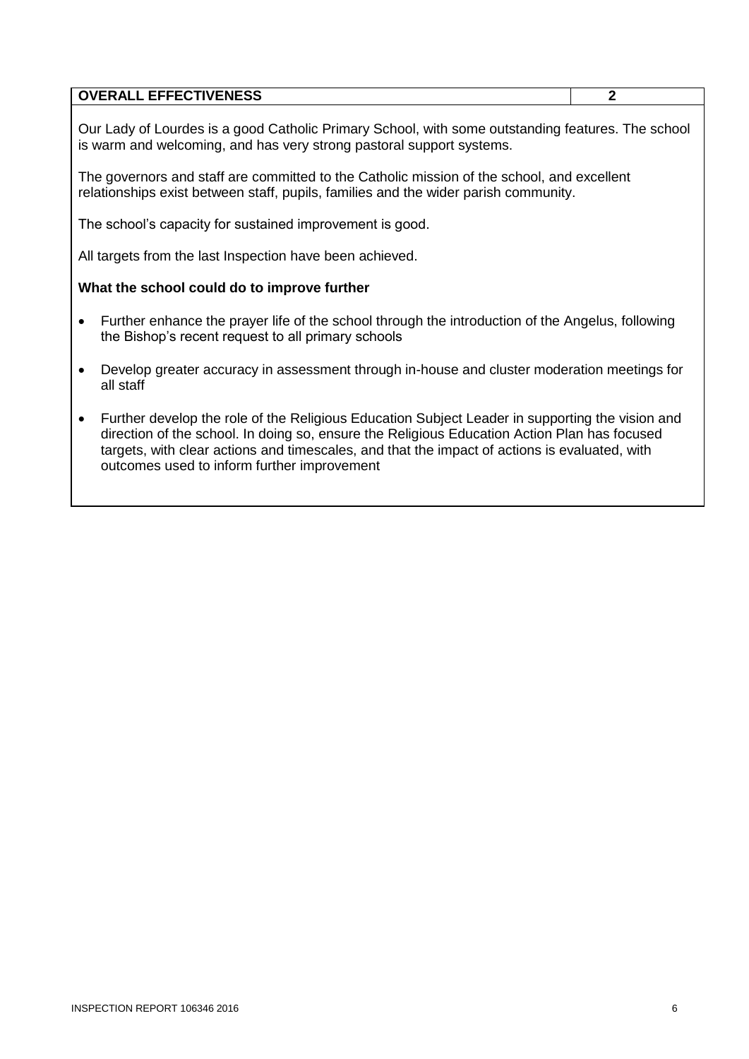| OVERALL EFFECTIVENESS | 2 |
|---|---|

Our Lady of Lourdes is a good Catholic Primary School, with some outstanding features. The school is warm and welcoming, and has very strong pastoral support systems.

The governors and staff are committed to the Catholic mission of the school, and excellent relationships exist between staff, pupils, families and the wider parish community.

The school's capacity for sustained improvement is good.

All targets from the last Inspection have been achieved.

**What the school could do to improve further**

- Further enhance the prayer life of the school through the introduction of the Angelus, following the Bishop's recent request to all primary schools
- Develop greater accuracy in assessment through in-house and cluster moderation meetings for all staff
- Further develop the role of the Religious Education Subject Leader in supporting the vision and direction of the school. In doing so, ensure the Religious Education Action Plan has focused targets, with clear actions and timescales, and that the impact of actions is evaluated, with outcomes used to inform further improvement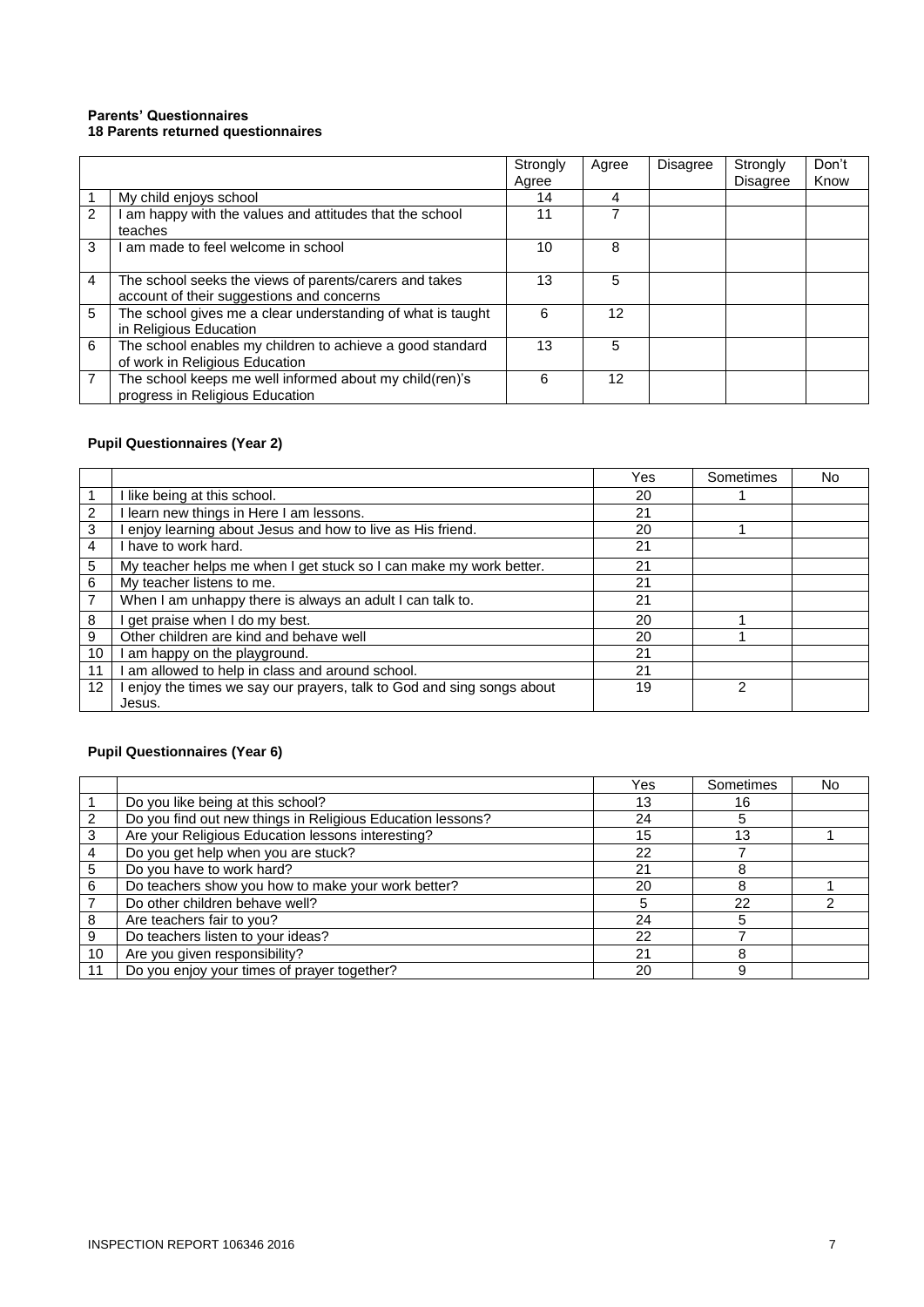**Parents' Questionnaires**
**18 Parents returned questionnaires**

| | | Strongly Agree | Agree | Disagree | Strongly Disagree | Don't Know |
|---|---|---|---|---|---|---|
| 1 | My child enjoys school | 14 | 4 | | | |
| 2 | I am happy with the values and attitudes that the school teaches | 11 | 7 | | | |
| 3 | I am made to feel welcome in school | 10 | 8 | | | |
| 4 | The school seeks the views of parents/carers and takes account of their suggestions and concerns | 13 | 5 | | | |
| 5 | The school gives me a clear understanding of what is taught in Religious Education | 6 | 12 | | | |
| 6 | The school enables my children to achieve a good standard of work in Religious Education | 13 | 5 | | | |
| 7 | The school keeps me well informed about my child(ren)'s progress in Religious Education | 6 | 12 | | | |

**Pupil Questionnaires (Year 2)**

| | | Yes | Sometimes | No |
|---|---|---|---|---|
| 1 | I like being at this school. | 20 | 1 | |
| 2 | I learn new things in Here I am lessons. | 21 | | |
| 3 | I enjoy learning about Jesus and how to live as His friend. | 20 | 1 | |
| 4 | I have to work hard. | 21 | | |
| 5 | My teacher helps me when I get stuck so I can make my work better. | 21 | | |
| 6 | My teacher listens to me. | 21 | | |
| 7 | When I am unhappy there is always an adult I can talk to. | 21 | | |
| 8 | I get praise when I do my best. | 20 | 1 | |
| 9 | Other children are kind and behave well | 20 | 1 | |
| 10 | I am happy on the playground. | 21 | | |
| 11 | I am allowed to help in class and around school. | 21 | | |
| 12 | I enjoy the times we say our prayers, talk to God and sing songs about Jesus. | 19 | 2 | |

**Pupil Questionnaires (Year 6)**

| | | Yes | Sometimes | No |
|---|---|---|---|---|
| 1 | Do you like being at this school? | 13 | 16 | |
| 2 | Do you find out new things in Religious Education lessons? | 24 | 5 | |
| 3 | Are your Religious Education lessons interesting? | 15 | 13 | 1 |
| 4 | Do you get help when you are stuck? | 22 | 7 | |
| 5 | Do you have to work hard? | 21 | 8 | |
| 6 | Do teachers show you how to make your work better? | 20 | 8 | 1 |
| 7 | Do other children behave well? | 5 | 22 | 2 |
| 8 | Are teachers fair to you? | 24 | 5 | |
| 9 | Do teachers listen to your ideas? | 22 | 7 | |
| 10 | Are you given responsibility? | 21 | 8 | |
| 11 | Do you enjoy your times of prayer together? | 20 | 9 | |